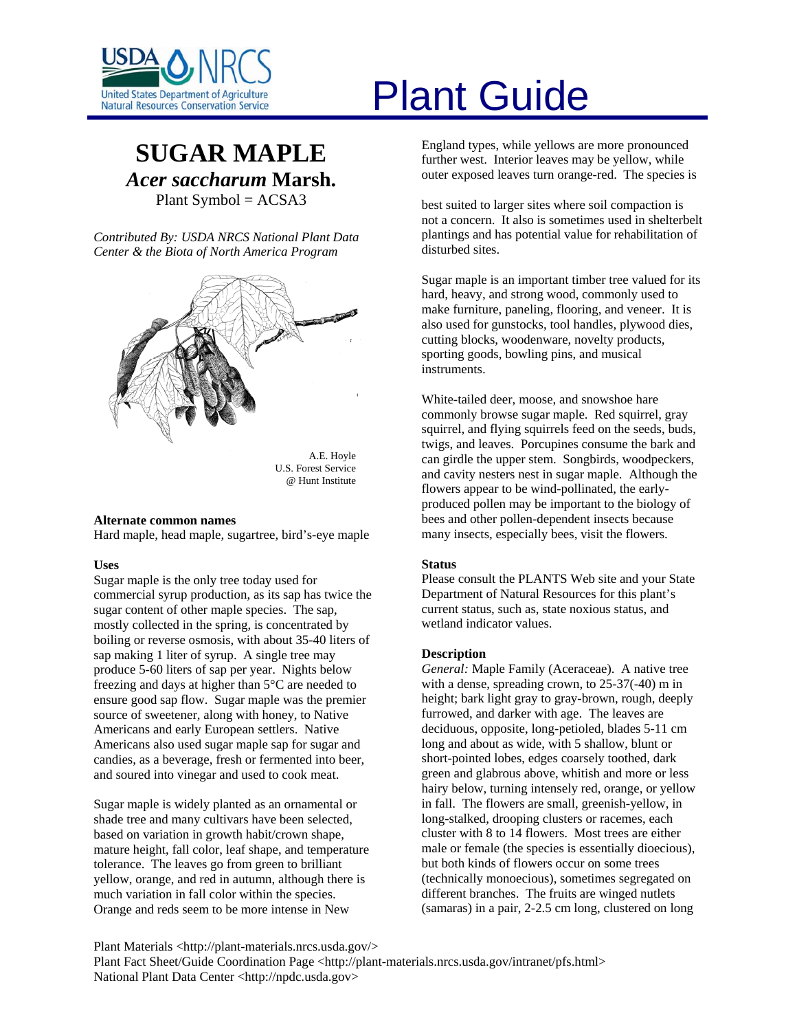# Plant Guide

## SUGAR MAPLE

## *Acer saccharum* Marsh.

Plant Symbol = ACSA3

*Contributed By: USDA NRCS National Plant Data Center & the Biota of North America Program*

A.E. Hoyle
U.S. Forest Service
@ Hunt Institute

### Alternate common names

Hard maple, head maple, sugartree, bird's-eye maple

### Uses

Sugar maple is the only tree today used for commercial syrup production, as its sap has twice the sugar content of other maple species. The sap, mostly collected in the spring, is concentrated by boiling or reverse osmosis, with about 35-40 liters of sap making 1 liter of syrup. A single tree may produce 5-60 liters of sap per year. Nights below freezing and days at higher than 5°C are needed to ensure good sap flow. Sugar maple was the premier source of sweetener, along with honey, to Native Americans and early European settlers. Native Americans also used sugar maple sap for sugar and candies, as a beverage, fresh or fermented into beer, and soured into vinegar and used to cook meat.

Sugar maple is widely planted as an ornamental or shade tree and many cultivars have been selected, based on variation in growth habit/crown shape, mature height, fall color, leaf shape, and temperature tolerance. The leaves go from green to brilliant yellow, orange, and red in autumn, although there is much variation in fall color within the species. Orange and reds seem to be more intense in New England types, while yellows are more pronounced further west. Interior leaves may be yellow, while outer exposed leaves turn orange-red. The species is best suited to larger sites where soil compaction is not a concern. It also is sometimes used in shelterbelt plantings and has potential value for rehabilitation of disturbed sites.

Sugar maple is an important timber tree valued for its hard, heavy, and strong wood, commonly used to make furniture, paneling, flooring, and veneer. It is also used for gunstocks, tool handles, plywood dies, cutting blocks, woodenware, novelty products, sporting goods, bowling pins, and musical instruments.

White-tailed deer, moose, and snowshoe hare commonly browse sugar maple. Red squirrel, gray squirrel, and flying squirrels feed on the seeds, buds, twigs, and leaves. Porcupines consume the bark and can girdle the upper stem. Songbirds, woodpeckers, and cavity nesters nest in sugar maple. Although the flowers appear to be wind-pollinated, the early-produced pollen may be important to the biology of bees and other pollen-dependent insects because many insects, especially bees, visit the flowers.

### Status

Please consult the PLANTS Web site and your State Department of Natural Resources for this plant's current status, such as, state noxious status, and wetland indicator values.

### Description

*General:* Maple Family (Aceraceae). A native tree with a dense, spreading crown, to 25-37(-40) m in height; bark light gray to gray-brown, rough, deeply furrowed, and darker with age. The leaves are deciduous, opposite, long-petioled, blades 5-11 cm long and about as wide, with 5 shallow, blunt or short-pointed lobes, edges coarsely toothed, dark green and glabrous above, whitish and more or less hairy below, turning intensely red, orange, or yellow in fall. The flowers are small, greenish-yellow, in long-stalked, drooping clusters or racemes, each cluster with 8 to 14 flowers. Most trees are either male or female (the species is essentially dioecious), but both kinds of flowers occur on some trees (technically monoecious), sometimes segregated on different branches. The fruits are winged nutlets (samaras) in a pair, 2-2.5 cm long, clustered on long

Plant Materials <http://plant-materials.nrcs.usda.gov/>
Plant Fact Sheet/Guide Coordination Page <http://plant-materials.nrcs.usda.gov/intranet/pfs.html>
National Plant Data Center <http://npdc.usda.gov>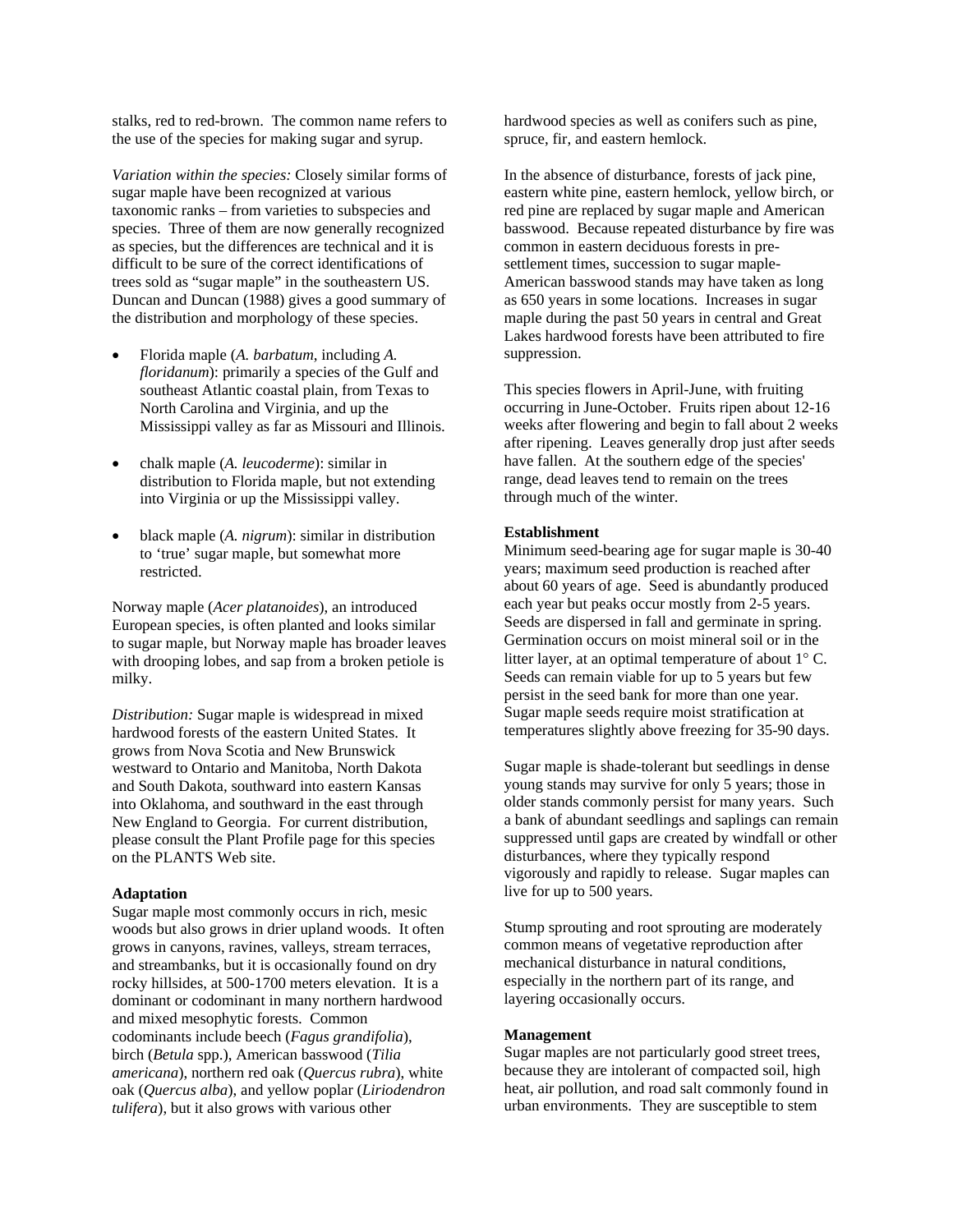stalks, red to red-brown. The common name refers to the use of the species for making sugar and syrup.

*Variation within the species:* Closely similar forms of sugar maple have been recognized at various taxonomic ranks – from varieties to subspecies and species. Three of them are now generally recognized as species, but the differences are technical and it is difficult to be sure of the correct identifications of trees sold as "sugar maple" in the southeastern US. Duncan and Duncan (1988) gives a good summary of the distribution and morphology of these species.

- Florida maple (*A. barbatum*, including *A. floridanum*): primarily a species of the Gulf and southeast Atlantic coastal plain, from Texas to North Carolina and Virginia, and up the Mississippi valley as far as Missouri and Illinois.
- chalk maple (*A. leucoderme*): similar in distribution to Florida maple, but not extending into Virginia or up the Mississippi valley.
- black maple (*A. nigrum*): similar in distribution to 'true' sugar maple, but somewhat more restricted.

Norway maple (*Acer platanoides*), an introduced European species, is often planted and looks similar to sugar maple, but Norway maple has broader leaves with drooping lobes, and sap from a broken petiole is milky.

*Distribution:* Sugar maple is widespread in mixed hardwood forests of the eastern United States. It grows from Nova Scotia and New Brunswick westward to Ontario and Manitoba, North Dakota and South Dakota, southward into eastern Kansas into Oklahoma, and southward in the east through New England to Georgia. For current distribution, please consult the Plant Profile page for this species on the PLANTS Web site.

**Adaptation**
Sugar maple most commonly occurs in rich, mesic woods but also grows in drier upland woods. It often grows in canyons, ravines, valleys, stream terraces, and streambanks, but it is occasionally found on dry rocky hillsides, at 500-1700 meters elevation. It is a dominant or codominant in many northern hardwood and mixed mesophytic forests. Common codominants include beech (*Fagus grandifolia*), birch (*Betula* spp.), American basswood (*Tilia americana*), northern red oak (*Quercus rubra*), white oak (*Quercus alba*), and yellow poplar (*Liriodendron tulifera*), but it also grows with various other hardwood species as well as conifers such as pine, spruce, fir, and eastern hemlock.

In the absence of disturbance, forests of jack pine, eastern white pine, eastern hemlock, yellow birch, or red pine are replaced by sugar maple and American basswood. Because repeated disturbance by fire was common in eastern deciduous forests in pre-settlement times, succession to sugar maple-American basswood stands may have taken as long as 650 years in some locations. Increases in sugar maple during the past 50 years in central and Great Lakes hardwood forests have been attributed to fire suppression.

This species flowers in April-June, with fruiting occurring in June-October. Fruits ripen about 12-16 weeks after flowering and begin to fall about 2 weeks after ripening. Leaves generally drop just after seeds have fallen. At the southern edge of the species' range, dead leaves tend to remain on the trees through much of the winter.

**Establishment**
Minimum seed-bearing age for sugar maple is 30-40 years; maximum seed production is reached after about 60 years of age. Seed is abundantly produced each year but peaks occur mostly from 2-5 years. Seeds are dispersed in fall and germinate in spring. Germination occurs on moist mineral soil or in the litter layer, at an optimal temperature of about 1° C. Seeds can remain viable for up to 5 years but few persist in the seed bank for more than one year. Sugar maple seeds require moist stratification at temperatures slightly above freezing for 35-90 days.

Sugar maple is shade-tolerant but seedlings in dense young stands may survive for only 5 years; those in older stands commonly persist for many years. Such a bank of abundant seedlings and saplings can remain suppressed until gaps are created by windfall or other disturbances, where they typically respond vigorously and rapidly to release. Sugar maples can live for up to 500 years.

Stump sprouting and root sprouting are moderately common means of vegetative reproduction after mechanical disturbance in natural conditions, especially in the northern part of its range, and layering occasionally occurs.

**Management**
Sugar maples are not particularly good street trees, because they are intolerant of compacted soil, high heat, air pollution, and road salt commonly found in urban environments. They are susceptible to stem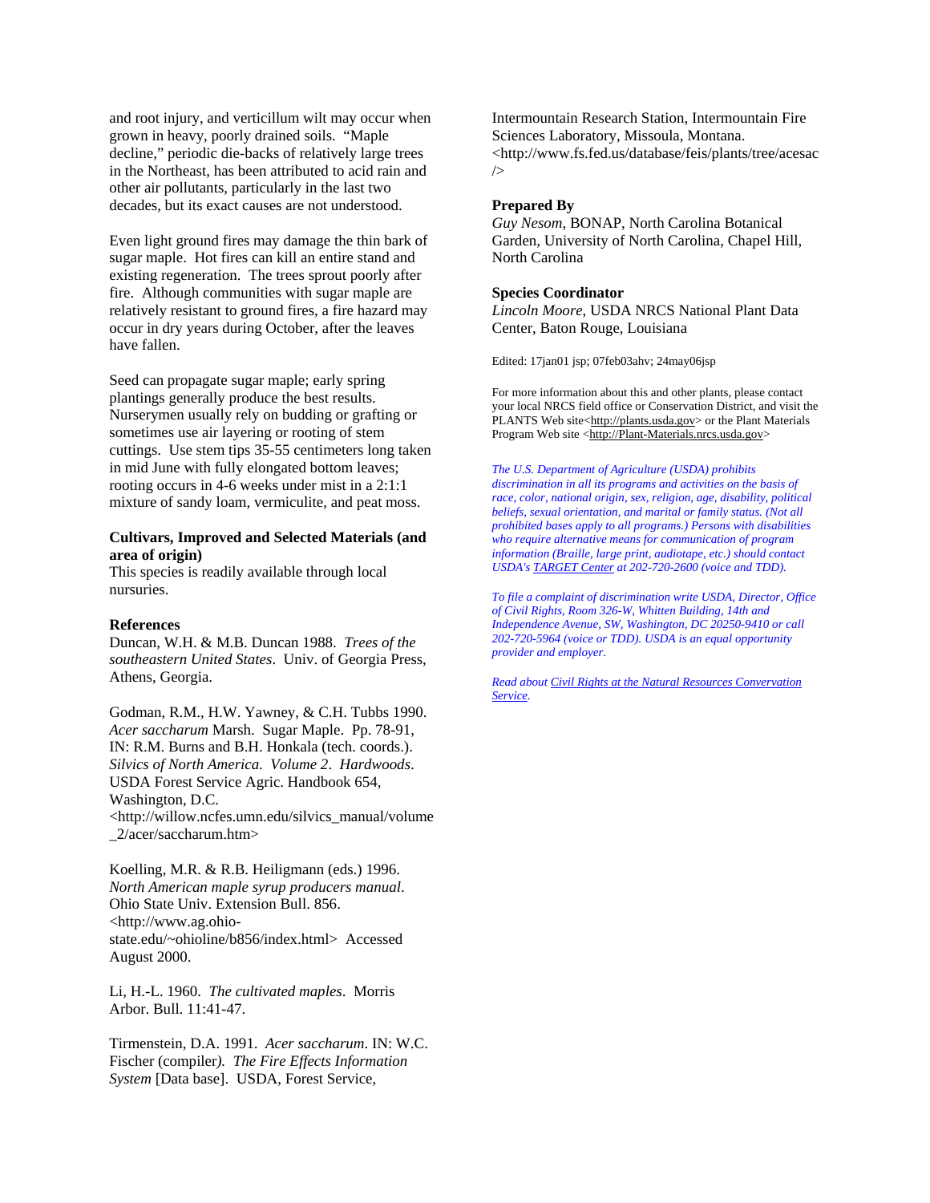and root injury, and verticillum wilt may occur when grown in heavy, poorly drained soils. "Maple decline," periodic die-backs of relatively large trees in the Northeast, has been attributed to acid rain and other air pollutants, particularly in the last two decades, but its exact causes are not understood.

Even light ground fires may damage the thin bark of sugar maple. Hot fires can kill an entire stand and existing regeneration. The trees sprout poorly after fire. Although communities with sugar maple are relatively resistant to ground fires, a fire hazard may occur in dry years during October, after the leaves have fallen.

Seed can propagate sugar maple; early spring plantings generally produce the best results. Nurserymen usually rely on budding or grafting or sometimes use air layering or rooting of stem cuttings. Use stem tips 35-55 centimeters long taken in mid June with fully elongated bottom leaves; rooting occurs in 4-6 weeks under mist in a 2:1:1 mixture of sandy loam, vermiculite, and peat moss.

**Cultivars, Improved and Selected Materials (and area of origin)**

This species is readily available through local nurseries.

**References**

Duncan, W.H. & M.B. Duncan 1988. *Trees of the southeastern United States*. Univ. of Georgia Press, Athens, Georgia.

Godman, R.M., H.W. Yawney, & C.H. Tubbs 1990. *Acer saccharum* Marsh. Sugar Maple. Pp. 78-91, IN: R.M. Burns and B.H. Honkala (tech. coords.). *Silvics of North America. Volume 2. Hardwoods*. USDA Forest Service Agric. Handbook 654, Washington, D.C. <http://willow.ncfes.umn.edu/silvics_manual/volume_2/acer/saccharum.htm>

Koelling, M.R. & R.B. Heiligmann (eds.) 1996. *North American maple syrup producers manual*. Ohio State Univ. Extension Bull. 856. <http://www.ag.ohio-state.edu/~ohioline/b856/index.html> Accessed August 2000.

Li, H.-L. 1960. *The cultivated maples*. Morris Arbor. Bull. 11:41-47.

Tirmenstein, D.A. 1991. *Acer saccharum*. IN: W.C. Fischer (compiler). *The Fire Effects Information System* [Data base]. USDA, Forest Service, Intermountain Research Station, Intermountain Fire Sciences Laboratory, Missoula, Montana. <http://www.fs.fed.us/database/feis/plants/tree/acesac/>

**Prepared By**

*Guy Nesom*, BONAP, North Carolina Botanical Garden, University of North Carolina, Chapel Hill, North Carolina

**Species Coordinator**

*Lincoln Moore*, USDA NRCS National Plant Data Center, Baton Rouge, Louisiana

Edited: 17jan01 jsp; 07feb03ahv; 24may06jsp

For more information about this and other plants, please contact your local NRCS field office or Conservation District, and visit the PLANTS Web site<http://plants.usda.gov> or the Plant Materials Program Web site <http://Plant-Materials.nrcs.usda.gov>

*The U.S. Department of Agriculture (USDA) prohibits discrimination in all its programs and activities on the basis of race, color, national origin, sex, religion, age, disability, political beliefs, sexual orientation, and marital or family status. (Not all prohibited bases apply to all programs.) Persons with disabilities who require alternative means for communication of program information (Braille, large print, audiotape, etc.) should contact USDA's TARGET Center at 202-720-2600 (voice and TDD).*

*To file a complaint of discrimination write USDA, Director, Office of Civil Rights, Room 326-W, Whitten Building, 14th and Independence Avenue, SW, Washington, DC 20250-9410 or call 202-720-5964 (voice or TDD). USDA is an equal opportunity provider and employer.*

*Read about Civil Rights at the Natural Resources Convervation Service.*